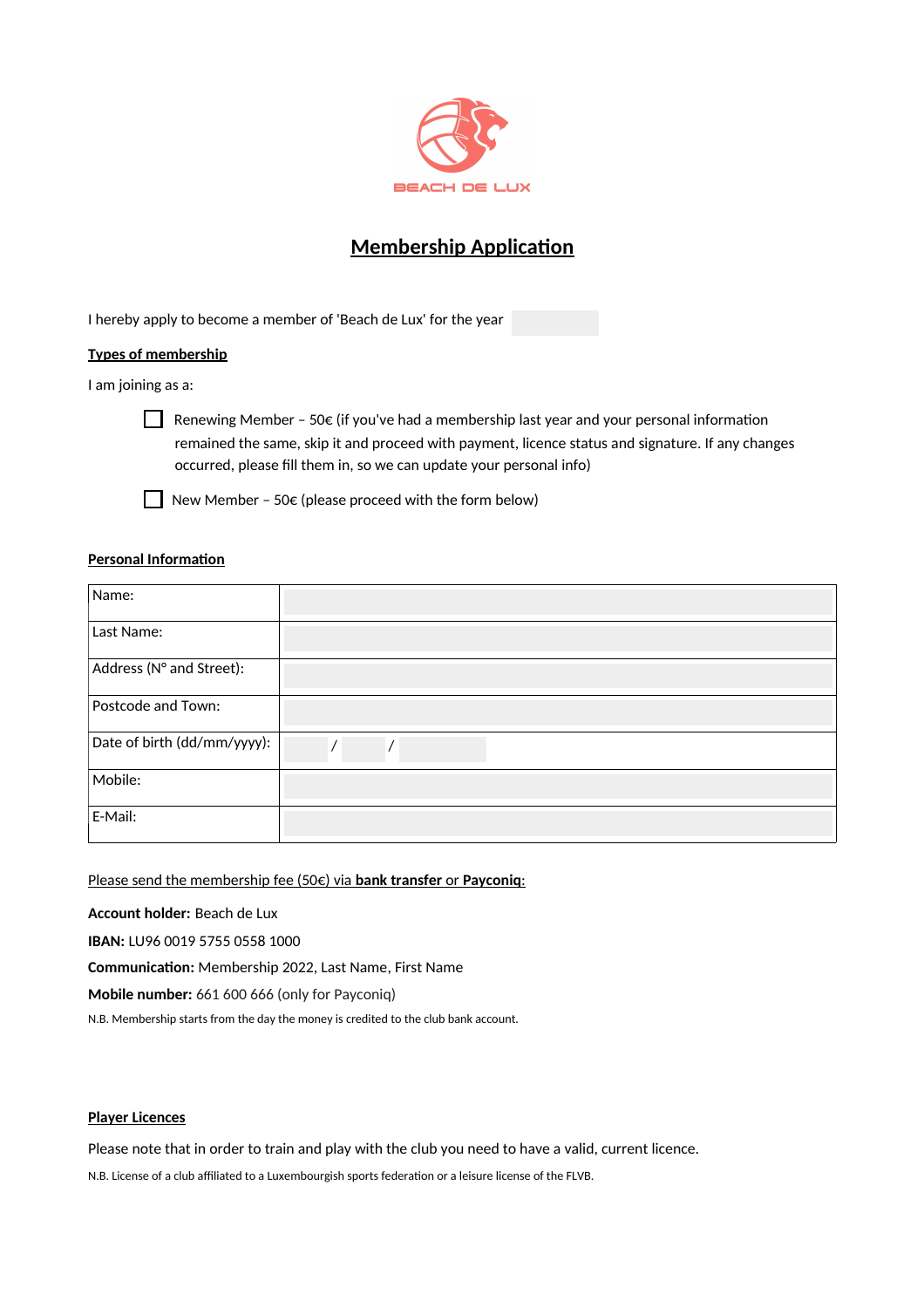BEACH DE LUX

# Membership Application

I hereby apply to become a member of 'Beach de Lux' for the year

## Types of membership

I am joining as a:

- ☐ Renewing Member – 50€ (if you've had a membership last year and your personal information remained the same, skip it and proceed with payment, licence status and signature. If any changes occurred, please fill them in, so we can update your personal info)
- ☐ New Member – 50€ (please proceed with the form below)

## Personal Information

| | |
|---|---|
| Name: | |
| Last Name: | |
| Address (N° and Street): | |
| Postcode and Town: | |
| Date of birth (dd/mm/yyyy): | / / |
| Mobile: | |
| E-Mail: | |

Please send the membership fee (50€) via **bank transfer** or **Payconiq**:

**Account holder:** Beach de Lux

**IBAN:** LU96 0019 5755 0558 1000

**Communication:** Membership 2022, Last Name, First Name

**Mobile number:** 661 600 666 (only for Payconiq)

N.B. Membership starts from the day the money is credited to the club bank account.

## Player Licences

Please note that in order to train and play with the club you need to have a valid, current licence.

N.B. License of a club affiliated to a Luxembourgish sports federation or a leisure license of the FLVB.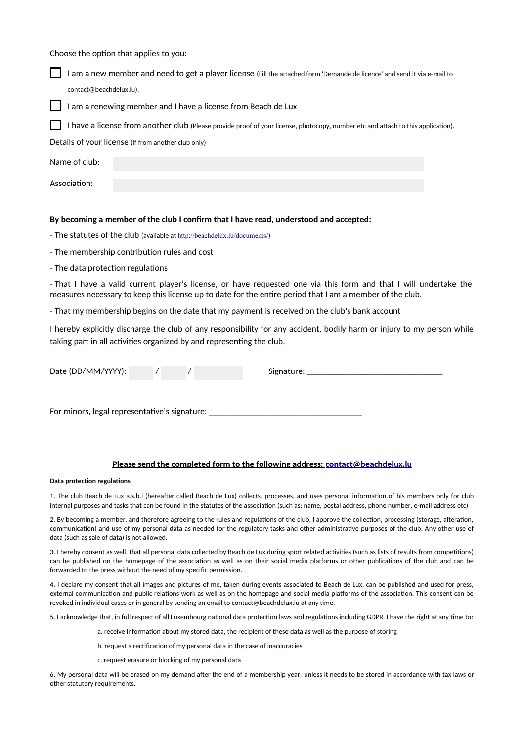Choose the option that applies to you:

☐ I am a new member and need to get a player license (Fill the attached form 'Demande de licence' and send it via e-mail to contact@beachdelux.lu).

☐ I am a renewing member and I have a license from Beach de Lux

☐ I have a license from another club (Please provide proof of your license, photocopy, number etc and attach to this application).

Details of your license (if from another club only)

Name of club:

Association:

**By becoming a member of the club I confirm that I have read, understood and accepted:**

- The statutes of the club (available at http://beachdelux.lu/documents/)
- The membership contribution rules and cost
- The data protection regulations
- That I have a valid current player's license, or have requested one via this form and that I will undertake the measures necessary to keep this license up to date for the entire period that I am a member of the club.
- That my membership begins on the date that my payment is received on the club's bank account

I hereby explicitly discharge the club of any responsibility for any accident, bodily harm or injury to my person while taking part in all activities organized by and representing the club.

Date (DD/MM/YYYY): ___ / ___ / ______ Signature: ________________________________

For minors, legal representative's signature: ____________________________________

**Please send the completed form to the following address: contact@beachdelux.lu**

**Data protection regulations**

1. The club Beach de Lux a.s.b.l (hereafter called Beach de Lux) collects, processes, and uses personal information of his members only for club internal purposes and tasks that can be found in the statutes of the association (such as: name, postal address, phone number, e-mail address etc)

2. By becoming a member, and therefore agreeing to the rules and regulations of the club, I approve the collection, processing (storage, alteration, communication) and use of my personal data as needed for the regulatory tasks and other administrative purposes of the club. Any other use of data (such as sale of data) is not allowed.

3. I hereby consent as well, that all personal data collected by Beach de Lux during sport related activities (such as lists of results from competitions) can be published on the homepage of the association as well as on their social media platforms or other publications of the club and can be forwarded to the press without the need of my specific permission.

4. I declare my consent that all images and pictures of me, taken during events associated to Beach de Lux, can be published and used for press, external communication and public relations work as well as on the homepage and social media platforms of the association. This consent can be revoked in individual cases or in general by sending an email to contact@beachdelux.lu at any time.

5. I acknowledge that, in full respect of all Luxembourg national data protection laws and regulations including GDPR, I have the right at any time to:

   a. receive information about my stored data, the recipient of these data as well as the purpose of storing

   b. request a rectification of my personal data in the case of inaccuracies

   c. request erasure or blocking of my personal data

6. My personal data will be erased on my demand after the end of a membership year, unless it needs to be stored in accordance with tax laws or other statutory requirements.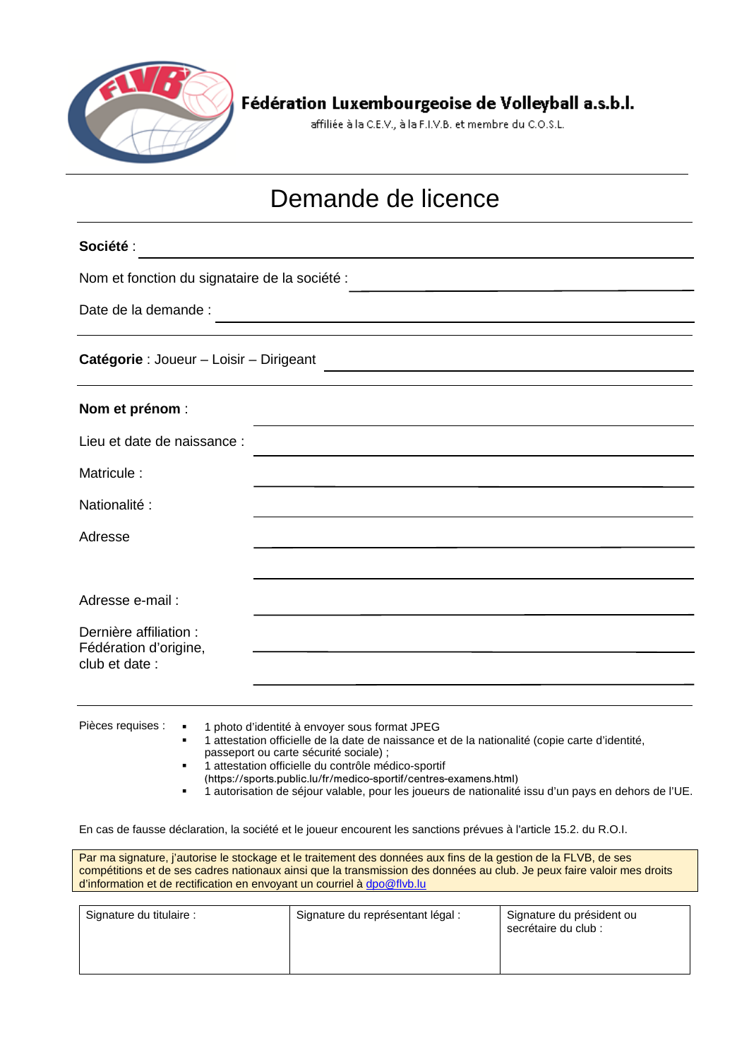**Fédération Luxembourgeoise de Volleyball a.s.b.l.**

affiliée à la C.E.V., à la F.I.V.B. et membre du C.O.S.L.

# Demande de licence

**Société** : ______________________________

Nom et fonction du signataire de la société : ______________________________

Date de la demande : ______________________________

**Catégorie** : Joueur – Loisir – Dirigeant ______________________________

**Nom et prénom** : ______________________________

Lieu et date de naissance : ______________________________

Matricule : ______________________________

Nationalité : ______________________________

Adresse ______________________________

______________________________

Adresse e-mail : ______________________________

Dernière affiliation :
Fédération d'origine,
club et date : ______________________________

______________________________

Pièces requises :

- 1 photo d'identité à envoyer sous format JPEG
- 1 attestation officielle de la date de naissance et de la nationalité (copie carte d'identité, passeport ou carte sécurité sociale) ;
- 1 attestation officielle du contrôle médico-sportif (https://sports.public.lu/fr/medico-sportif/centres-examens.html)
- 1 autorisation de séjour valable, pour les joueurs de nationalité issu d'un pays en dehors de l'UE.

En cas de fausse déclaration, la société et le joueur encourent les sanctions prévues à l'article 15.2. du R.O.I.

Par ma signature, j'autorise le stockage et le traitement des données aux fins de la gestion de la FLVB, de ses compétitions et de ses cadres nationaux ainsi que la transmission des données au club. Je peux faire valoir mes droits d'information et de rectification en envoyant un courriel à dpo@flvb.lu

| Signature du titulaire : | Signature du représentant légal : | Signature du président ou secrétaire du club : |
|---|---|---|
| | | |